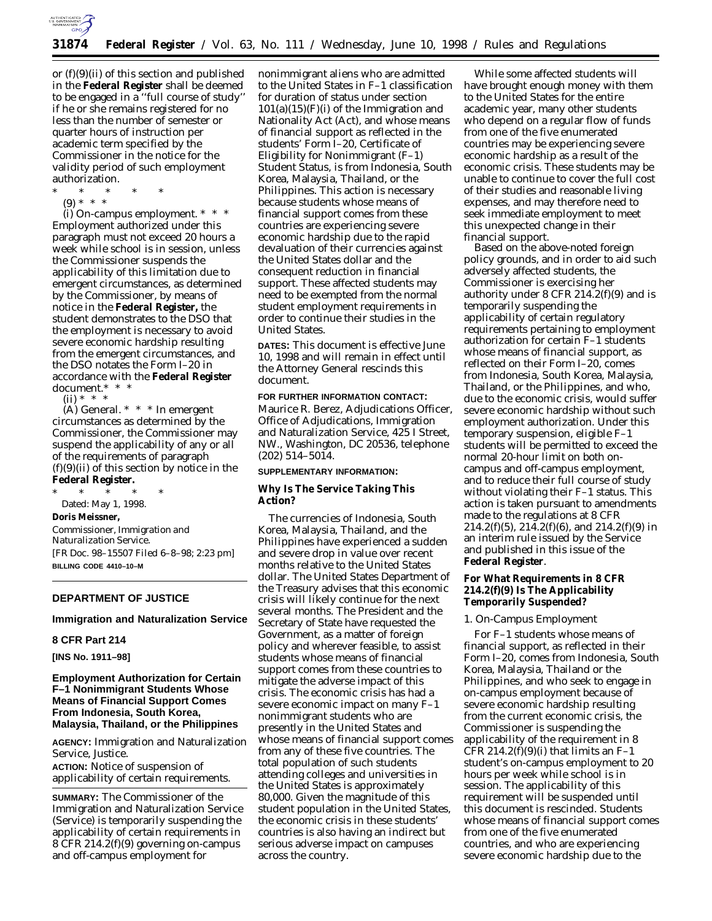or (f)(9)(ii) of this section and published in the **Federal Register** shall be deemed to be engaged in a ''full course of study'' if he or she remains registered for no less than the number of semester or quarter hours of instruction per academic term specified by the Commissioner in the notice for the validity period of such employment authorization.

\* \* \* \* \*

(9) \* \* \*

(i) *On-campus employment.* \* \* \* Employment authorized under this paragraph must not exceed 20 hours a week while school is in session, unless the Commissioner suspends the applicability of this limitation due to emergent circumstances, as determined by the Commissioner, by means of notice in the **Federal Register,** the student demonstrates to the DSO that the employment is necessary to avoid severe economic hardship resulting from the emergent circumstances, and the DSO notates the Form I–20 in accordance with the **Federal Register** document.\* \* \*

(ii) \* \* \*

(A) *General.* \* \* \* In emergent circumstances as determined by the Commissioner, the Commissioner may suspend the applicability of any or all of the requirements of paragraph (f)(9)(ii) of this section by notice in the **Federal Register.**

\* \* \* \* \*

Dated: May 1, 1998.

**Doris Meissner,**

*Commissioner, Immigration and Naturalization Service.*

[FR Doc. 98–15507 Filed 6–8–98; 2:23 pm]

**BILLING CODE 4410–10–M**

---

**DEPARTMENT OF JUSTICE**

**Immigration and Naturalization Service**

**8 CFR Part 214**

**[INS No. 1911–98]**

## Employment Authorization for Certain F–1 Nonimmigrant Students Whose Means of Financial Support Comes From Indonesia, South Korea, Malaysia, Thailand, or the Philippines

**AGENCY:** Immigration and Naturalization Service, Justice.

**ACTION:** Notice of suspension of applicability of certain requirements.

**SUMMARY:** The Commissioner of the Immigration and Naturalization Service (Service) is temporarily suspending the applicability of certain requirements in 8 CFR 214.2(f)(9) governing on-campus and off-campus employment for nonimmigrant aliens who are admitted to the United States in F–1 classification for duration of status under section 101(a)(15)(F)(i) of the Immigration and Nationality Act (Act), and whose means of financial support as reflected in the students' Form I–20, Certificate of Eligibility for Nonimmigrant (F–1) Student Status, is from Indonesia, South Korea, Malaysia, Thailand, or the Philippines. This action is necessary because students whose means of financial support comes from these countries are experiencing severe economic hardship due to the rapid devaluation of their currencies against the United States dollar and the consequent reduction in financial support. These affected students may need to be exempted from the normal student employment requirements in order to continue their studies in the United States.

**DATES:** This document is effective June 10, 1998 and will remain in effect until the Attorney General rescinds this document.

**FOR FURTHER INFORMATION CONTACT:** Maurice R. Berez, Adjudications Officer, Office of Adjudications, Immigration and Naturalization Service, 425 I Street, NW., Washington, DC 20536, telephone (202) 514–5014.

**SUPPLEMENTARY INFORMATION:**

### Why Is The Service Taking This Action?

The currencies of Indonesia, South Korea, Malaysia, Thailand, and the Philippines have experienced a sudden and severe drop in value over recent months relative to the United States dollar. The United States Department of the Treasury advises that this economic crisis will likely continue for the next several months. The President and the Secretary of State have requested the Government, as a matter of foreign policy and wherever feasible, to assist students whose means of financial support comes from these countries to mitigate the adverse impact of this crisis. The economic crisis has had a severe economic impact on many F–1 nonimmigrant students who are presently in the United States and whose means of financial support comes from any of these five countries. The total population of such students attending colleges and universities in the United States is approximately 80,000. Given the magnitude of this student population in the United States, the economic crisis in these students' countries is also having an indirect but serious adverse impact on campuses across the country.

While some affected students will have brought enough money with them to the United States for the entire academic year, many other students who depend on a regular flow of funds from one of the five enumerated countries may be experiencing severe economic hardship as a result of the economic crisis. These students may be unable to continue to cover the full cost of their studies and reasonable living expenses, and may therefore need to seek immediate employment to meet this unexpected change in their financial support.

Based on the above-noted foreign policy grounds, and in order to aid such adversely affected students, the Commissioner is exercising her authority under 8 CFR 214.2(f)(9) and is temporarily suspending the applicability of certain regulatory requirements pertaining to employment authorization for certain F–1 students whose means of financial support, as reflected on their Form I–20, comes from Indonesia, South Korea, Malaysia, Thailand, or the Philippines, and who, due to the economic crisis, would suffer severe economic hardship without such employment authorization. Under this temporary suspension, eligible F–1 students will be permitted to exceed the normal 20-hour limit on both on-campus and off-campus employment, and to reduce their full course of study without violating their F–1 status. This action is taken pursuant to amendments made to the regulations at 8 CFR 214.2(f)(5), 214.2(f)(6), and 214.2(f)(9) in an interim rule issued by the Service and published in this issue of the **Federal Register**.

### For What Requirements in 8 CFR 214.2(f)(9) Is The Applicability Temporarily Suspended?

*1. On-Campus Employment*

For F–1 students whose means of financial support, as reflected in their Form I–20, comes from Indonesia, South Korea, Malaysia, Thailand or the Philippines, and who seek to engage in on-campus employment because of severe economic hardship resulting from the current economic crisis, the Commissioner is suspending the applicability of the requirement in 8 CFR 214.2(f)(9)(i) that limits an F–1 student's on-campus employment to 20 hours per week while school is in session. The applicability of this requirement will be suspended until this document is rescinded. Students whose means of financial support comes from one of the five enumerated countries, and who are experiencing severe economic hardship due to the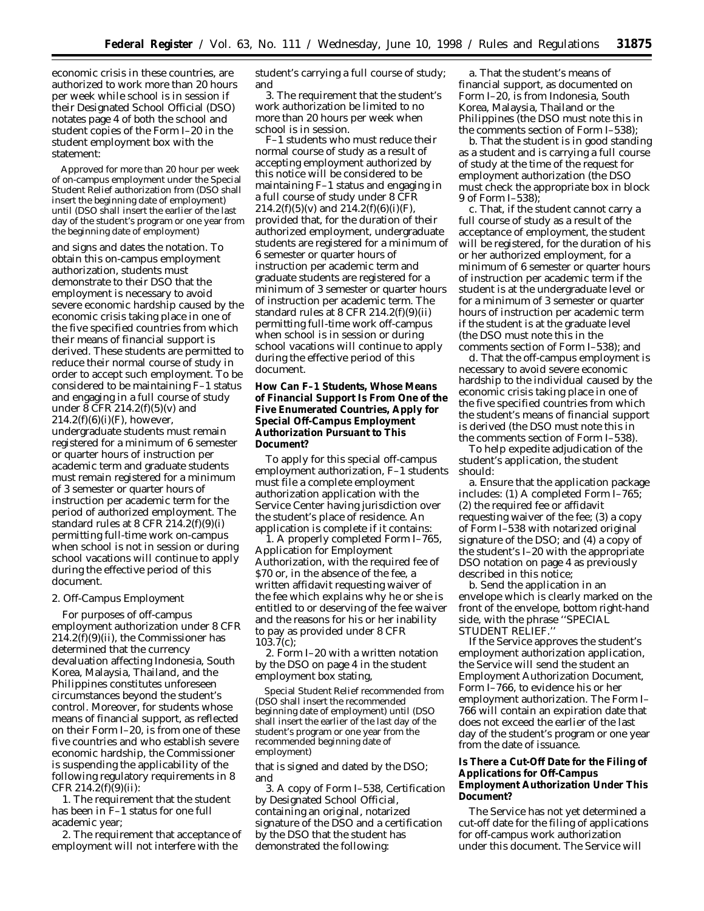economic crisis in these countries, are authorized to work more than 20 hours per week while school is in session if their Designated School Official (DSO) notates page 4 of both the school and student copies of the Form I–20 in the student employment box with the statement:

> Approved for more than 20 hour per week of on-campus employment under the Special Student Relief authorization from (DSO shall insert the beginning date of employment) until (DSO shall insert the earlier of the last day of the student's program or one year from the beginning date of employment)

and signs and dates the notation. To obtain this on-campus employment authorization, students must demonstrate to their DSO that the employment is necessary to avoid severe economic hardship caused by the economic crisis taking place in one of the five specified countries from which their means of financial support is derived. These students are permitted to reduce their normal course of study in order to accept such employment. To be considered to be maintaining F–1 status and engaging in a full course of study under 8 CFR 214.2(f)(5)(v) and 214.2(f)(6)(i)(F), however, undergraduate students must remain registered for a minimum of 6 semester or quarter hours of instruction per academic term and graduate students must remain registered for a minimum of 3 semester or quarter hours of instruction per academic term for the period of authorized employment. The standard rules at 8 CFR 214.2(f)(9)(i) permitting full-time work on-campus when school is not in session or during school vacations will continue to apply during the effective period of this document.

2. Off-Campus Employment

For purposes of off-campus employment authorization under 8 CFR 214.2(f)(9)(ii), the Commissioner has determined that the currency devaluation affecting Indonesia, South Korea, Malaysia, Thailand, and the Philippines constitutes unforeseen circumstances beyond the student's control. Moreover, for students whose means of financial support, as reflected on their Form I–20, is from one of these five countries and who establish severe economic hardship, the Commissioner is suspending the applicability of the following regulatory requirements in 8 CFR 214.2(f)(9)(ii):

1. The requirement that the student has been in F–1 status for one full academic year;

2. The requirement that acceptance of employment will not interfere with the student's carrying a full course of study; and

3. The requirement that the student's work authorization be limited to no more than 20 hours per week when school is in session.

F–1 students who must reduce their normal course of study as a result of accepting employment authorized by this notice will be considered to be maintaining F–1 status and engaging in a full course of study under 8 CFR 214.2(f)(5)(v) and 214.2(f)(6)(i)(F), provided that, for the duration of their authorized employment, undergraduate students are registered for a minimum of 6 semester or quarter hours of instruction per academic term and graduate students are registered for a minimum of 3 semester or quarter hours of instruction per academic term. The standard rules at 8 CFR 214.2(f)(9)(ii) permitting full-time work off-campus when school is in session or during school vacations will continue to apply during the effective period of this document.

## How Can F–1 Students, Whose Means of Financial Support Is From One of the Five Enumerated Countries, Apply for Special Off-Campus Employment Authorization Pursuant to This Document?

To apply for this special off-campus employment authorization, F–1 students must file a complete employment authorization application with the Service Center having jurisdiction over the student's place of residence. An application is complete if it contains:

1. A properly completed Form I–765, Application for Employment Authorization, with the required fee of $70 or, in the absence of the fee, a written affidavit requesting waiver of the fee which explains why he or she is entitled to or deserving of the fee waiver and the reasons for his or her inability to pay as provided under 8 CFR 103.7(c);

2. Form I–20 with a written notation by the DSO on page 4 in the student employment box stating,

> Special Student Relief recommended from (DSO shall insert the recommended beginning date of employment) until (DSO shall insert the earlier of the last day of the student's program or one year from the recommended beginning date of employment)

that is signed and dated by the DSO; and

3. A copy of Form I–538, Certification by Designated School Official, containing an original, notarized signature of the DSO and a certification by the DSO that the student has demonstrated the following:

a. That the student's means of financial support, as documented on Form I–20, is from Indonesia, South Korea, Malaysia, Thailand or the Philippines (the DSO must note this in the comments section of Form I–538);

b. That the student is in good standing as a student and is carrying a full course of study at the time of the request for employment authorization (the DSO must check the appropriate box in block 9 of Form I–538);

c. That, if the student cannot carry a full course of study as a result of the acceptance of employment, the student will be registered, for the duration of his or her authorized employment, for a minimum of 6 semester or quarter hours of instruction per academic term if the student is at the undergraduate level or for a minimum of 3 semester or quarter hours of instruction per academic term if the student is at the graduate level (the DSO must note this in the comments section of Form I–538); and

d. That the off-campus employment is necessary to avoid severe economic hardship to the individual caused by the economic crisis taking place in one of the five specified countries from which the student's means of financial support is derived (the DSO must note this in the comments section of Form I–538).

To help expedite adjudication of the student's application, the student should:

a. Ensure that the application package includes: (1) A completed Form I–765; (2) the required fee or affidavit requesting waiver of the fee; (3) a copy of Form I–538 with notarized original signature of the DSO; and (4) a copy of the student's I–20 with the appropriate DSO notation on page 4 as previously described in this notice;

b. Send the application in an envelope which is clearly marked on the front of the envelope, bottom right-hand side, with the phrase "SPECIAL STUDENT RELIEF."

If the Service approves the student's employment authorization application, the Service will send the student an Employment Authorization Document, Form I–766, to evidence his or her employment authorization. The Form I–766 will contain an expiration date that does not exceed the earlier of the last day of the student's program or one year from the date of issuance.

## Is There a Cut-Off Date for the Filing of Applications for Off-Campus Employment Authorization Under This Document?

The Service has not yet determined a cut-off date for the filing of applications for off-campus work authorization under this document. The Service will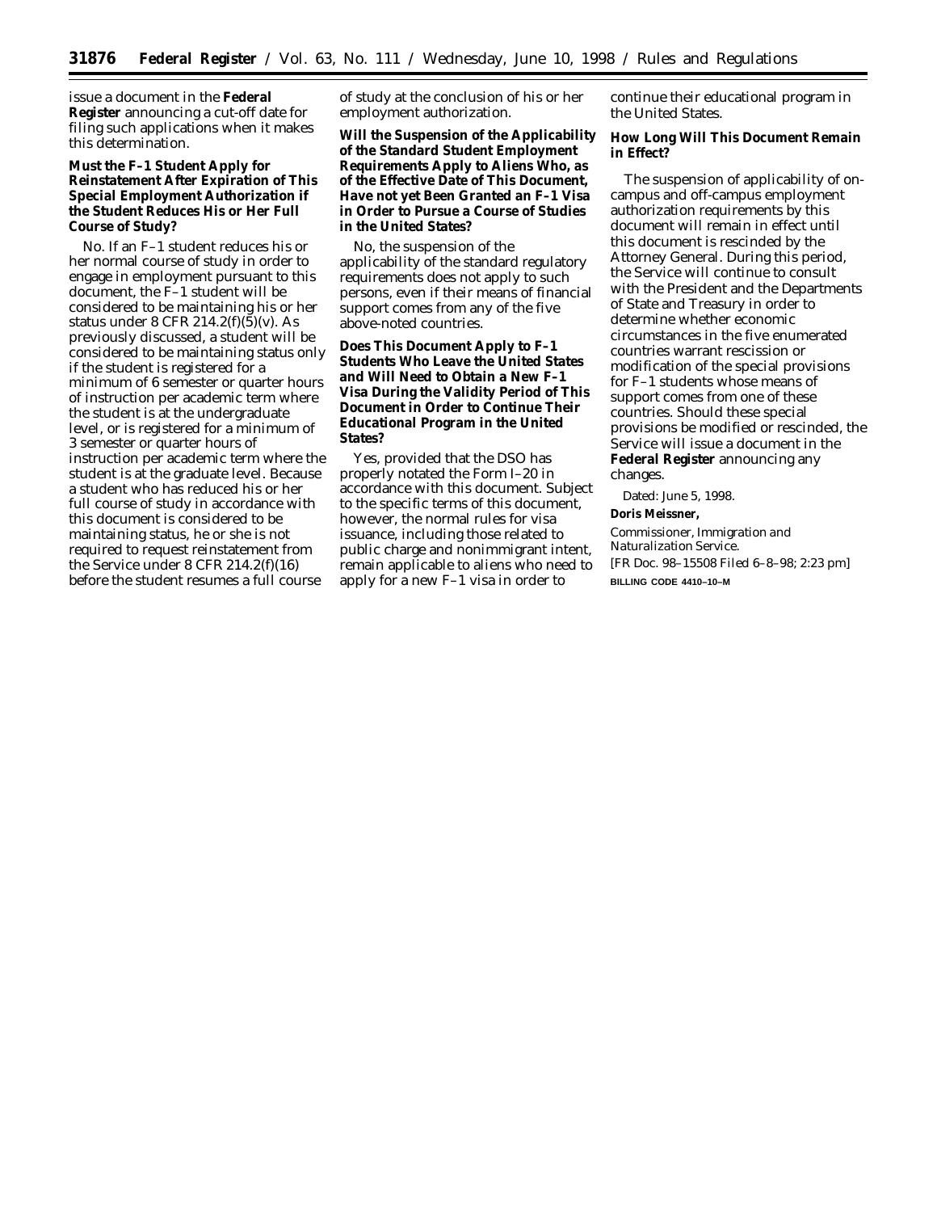issue a document in the **Federal Register** announcing a cut-off date for filing such applications when it makes this determination.

**Must the F–1 Student Apply for Reinstatement After Expiration of This Special Employment Authorization if the Student Reduces His or Her Full Course of Study?**

No. If an F–1 student reduces his or her normal course of study in order to engage in employment pursuant to this document, the F–1 student will be considered to be maintaining his or her status under 8 CFR 214.2(f)(5)(v). As previously discussed, a student will be considered to be maintaining status only if the student is registered for a minimum of 6 semester or quarter hours of instruction per academic term where the student is at the undergraduate level, or is registered for a minimum of 3 semester or quarter hours of instruction per academic term where the student is at the graduate level. Because a student who has reduced his or her full course of study in accordance with this document is considered to be maintaining status, he or she is not required to request reinstatement from the Service under 8 CFR 214.2(f)(16) before the student resumes a full course of study at the conclusion of his or her employment authorization.

**Will the Suspension of the Applicability of the Standard Student Employment Requirements Apply to Aliens Who, as of the Effective Date of This Document, Have not yet Been Granted an F–1 Visa in Order to Pursue a Course of Studies in the United States?**

No, the suspension of the applicability of the standard regulatory requirements does not apply to such persons, even if their means of financial support comes from any of the five above-noted countries.

**Does This Document Apply to F–1 Students Who Leave the United States and Will Need to Obtain a New F–1 Visa During the Validity Period of This Document in Order to Continue Their Educational Program in the United States?**

Yes, provided that the DSO has properly notated the Form I–20 in accordance with this document. Subject to the specific terms of this document, however, the normal rules for visa issuance, including those related to public charge and nonimmigrant intent, remain applicable to aliens who need to apply for a new F–1 visa in order to continue their educational program in the United States.

**How Long Will This Document Remain in Effect?**

The suspension of applicability of on-campus and off-campus employment authorization requirements by this document will remain in effect until this document is rescinded by the Attorney General. During this period, the Service will continue to consult with the President and the Departments of State and Treasury in order to determine whether economic circumstances in the five enumerated countries warrant rescission or modification of the special provisions for F–1 students whose means of support comes from one of these countries. Should these special provisions be modified or rescinded, the Service will issue a document in the **Federal Register** announcing any changes.

Dated: June 5, 1998.

**Doris Meissner,**

*Commissioner, Immigration and Naturalization Service.*

[FR Doc. 98–15508 Filed 6–8–98; 2:23 pm]

BILLING CODE 4410–10–M